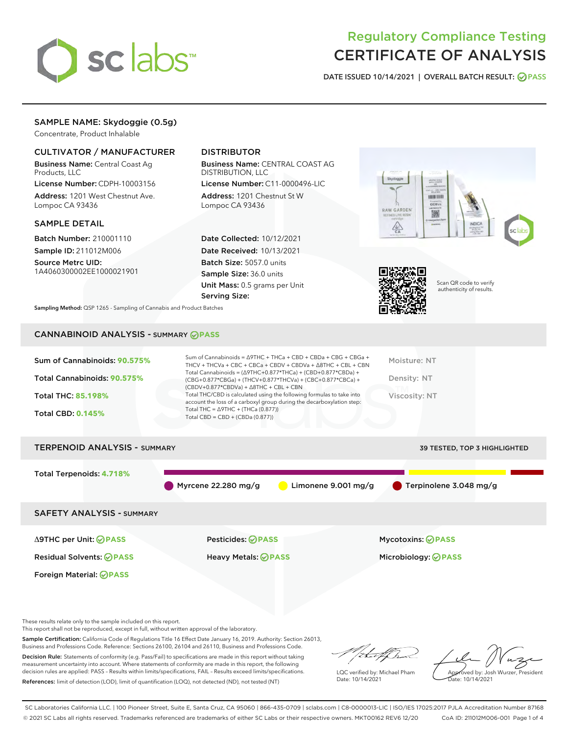# Regulatory Compliance Testing
# CERTIFICATE OF ANALYSIS

DATE ISSUED 10/14/2021 | OVERALL BATCH RESULT: PASS

## SAMPLE NAME: Skydoggie (0.5g)

Concentrate, Product Inhalable

### CULTIVATOR / MANUFACTURER

**Business Name:** Central Coast Ag Products, LLC

**License Number:** CDPH-10003156

**Address:** 1201 West Chestnut Ave. Lompoc CA 93436

### DISTRIBUTOR

**Business Name:** CENTRAL COAST AG DISTRIBUTION, LLC

**License Number:** C11-0000496-LIC

**Address:** 1201 Chestnut St W Lompoc CA 93436

### SAMPLE DETAIL

**Batch Number:** 210001110

**Sample ID:** 211012M006

**Source Metrc UID:** 1A4060300002EE1000021901

**Date Collected:** 10/12/2021

**Date Received:** 10/13/2021

**Batch Size:** 5057.0 units

**Sample Size:** 36.0 units

**Unit Mass:** 0.5 grams per Unit

**Serving Size:**

**Sampling Method:** QSP 1265 - Sampling of Cannabis and Product Batches

Scan QR code to verify authenticity of results.

## CANNABINOID ANALYSIS - SUMMARY PASS

**Sum of Cannabinoids:** 90.575%

**Total Cannabinoids:** 90.575%

**Total THC:** 85.198%

**Total CBD:** 0.145%

Sum of Cannabinoids = Δ9THC + THCa + CBD + CBDa + CBG + CBGa + THCV + THCVa + CBC + CBCa + CBDV + CBDVa + Δ8THC + CBL + CBN

Total Cannabinoids = (Δ9THC+0.877*THCa) + (CBD+0.877*CBDa) + (CBG+0.877*CBGa) + (THCV+0.877*THCVa) + (CBC+0.877*CBCa) + (CBDV+0.877*CBDVa) + Δ8THC + CBL + CBN

Total THC/CBD is calculated using the following formulas to take into account the loss of a carboxyl group during the decarboxylation step:
Total THC = Δ9THC + (THCa (0.877))
Total CBD = CBD + (CBDa (0.877))

Moisture: NT

Density: NT

Viscosity: NT

## TERPENOID ANALYSIS - SUMMARY

39 TESTED, TOP 3 HIGHLIGHTED

**Total Terpenoids:** 4.718%

Myrcene 22.280 mg/g | Limonene 9.001 mg/g | Terpinolene 3.048 mg/g

## SAFETY ANALYSIS - SUMMARY

| | | |
|---|---|---|
| Δ9THC per Unit: PASS | Pesticides: PASS | Mycotoxins: PASS |
| Residual Solvents: PASS | Heavy Metals: PASS | Microbiology: PASS |
| Foreign Material: PASS | | |

These results relate only to the sample included on this report.
This report shall not be reproduced, except in full, without written approval of the laboratory.

**Sample Certification:** California Code of Regulations Title 16 Effect Date January 16, 2019. Authority: Section 26013, Business and Professions Code. Reference: Sections 26100, 26104 and 26110, Business and Professions Code.

**Decision Rule:** Statements of conformity (e.g. Pass/Fail) to specifications are made in this report without taking measurement uncertainty into account. Where statements of conformity are made in this report, the following decision rules are applied: PASS – Results within limits/specifications, FAIL – Results exceed limits/specifications.

**References:** limit of detection (LOD), limit of quantification (LOQ), not detected (ND), not tested (NT)

LQC verified by: Michael Pham
Date: 10/14/2021

Approved by: Josh Wurzer, President
Date: 10/14/2021

SC Laboratories California LLC. | 100 Pioneer Street, Suite E, Santa Cruz, CA 95060 | 866-435-0709 | sclabs.com | C8-0000013-LIC | ISO/IES 17025:2017 PJLA Accreditation Number 87168
© 2021 SC Labs all rights reserved. Trademarks referenced are trademarks of either SC Labs or their respective owners. MKT00162 REV6 12/20 CoA ID: 211012M006-001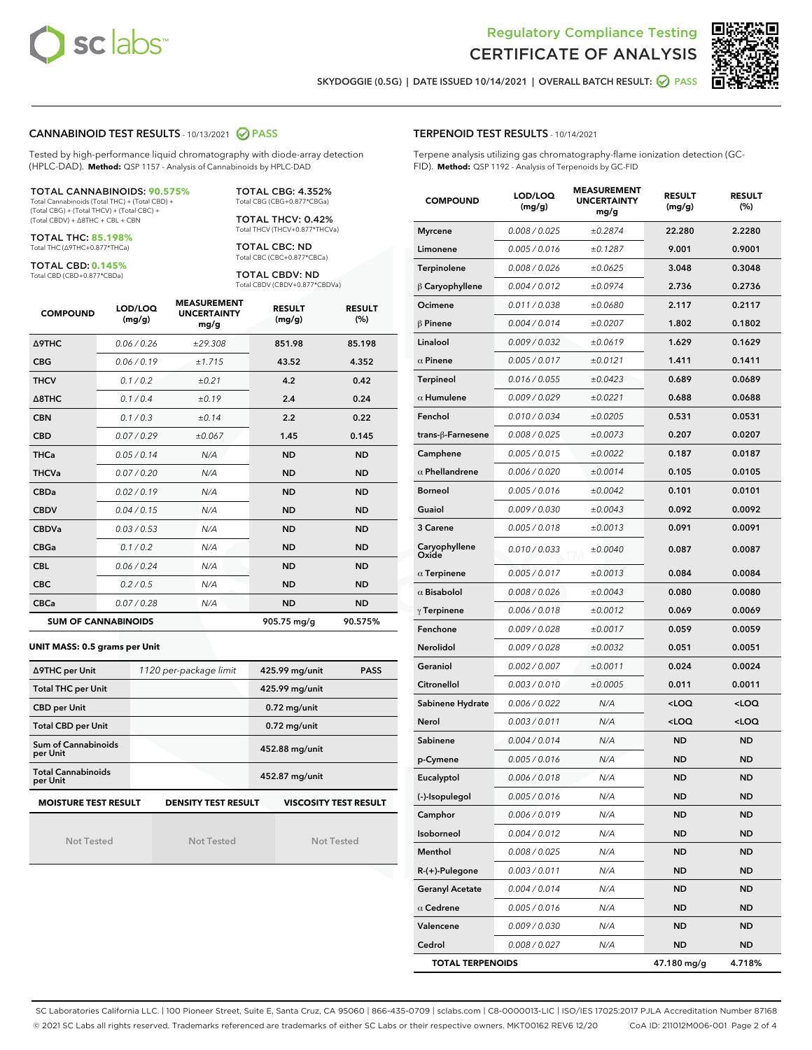# Regulatory Compliance Testing
# CERTIFICATE OF ANALYSIS

SKYDOGGIE (0.5G) | DATE ISSUED 10/14/2021 | OVERALL BATCH RESULT: PASS

## CANNABINOID TEST RESULTS - 10/13/2021 PASS

Tested by high-performance liquid chromatography with diode-array detection (HPLC-DAD). **Method:** QSP 1157 - Analysis of Cannabinoids by HPLC-DAD

**TOTAL CANNABINOIDS: 90.575%**
Total Cannabinoids (Total THC) + (Total CBD) + (Total CBG) + (Total THCV) + (Total CBC) + (Total CBDV) + Δ8THC + CBL + CBN

**TOTAL THC: 85.198%**
Total THC (Δ9THC+0.877*THCa)

**TOTAL CBD: 0.145%**
Total CBD (CBD+0.877*CBDa)

**TOTAL CBG: 4.352%**
Total CBG (CBG+0.877*CBGa)

**TOTAL THCV: 0.42%**
Total THCV (THCV+0.877*THCVa)

**TOTAL CBC: ND**
Total CBC (CBC+0.877*CBCa)

**TOTAL CBDV: ND**
Total CBDV (CBDV+0.877*CBDVa)

| COMPOUND | LOD/LOQ (mg/g) | MEASUREMENT UNCERTAINTY mg/g | RESULT (mg/g) | RESULT (%) |
|---|---|---|---|---|
| Δ9THC | 0.06 / 0.26 | ±29.308 | 851.98 | 85.198 |
| CBG | 0.06 / 0.19 | ±1.715 | 43.52 | 4.352 |
| THCV | 0.1 / 0.2 | ±0.21 | 4.2 | 0.42 |
| Δ8THC | 0.1 / 0.4 | ±0.19 | 2.4 | 0.24 |
| CBN | 0.1 / 0.3 | ±0.14 | 2.2 | 0.22 |
| CBD | 0.07 / 0.29 | ±0.067 | 1.45 | 0.145 |
| THCa | 0.05 / 0.14 | N/A | ND | ND |
| THCVa | 0.07 / 0.20 | N/A | ND | ND |
| CBDa | 0.02 / 0.19 | N/A | ND | ND |
| CBDV | 0.04 / 0.15 | N/A | ND | ND |
| CBDVa | 0.03 / 0.53 | N/A | ND | ND |
| CBGa | 0.1 / 0.2 | N/A | ND | ND |
| CBL | 0.06 / 0.24 | N/A | ND | ND |
| CBC | 0.2 / 0.5 | N/A | ND | ND |
| CBCa | 0.07 / 0.28 | N/A | ND | ND |
| **SUM OF CANNABINOIDS** | | | 905.75 mg/g | 90.575% |

**UNIT MASS: 0.5 grams per Unit**

| | | | |
|---|---|---|---|
| Δ9THC per Unit | 1120 per-package limit | 425.99 mg/unit | PASS |
| Total THC per Unit | | 425.99 mg/unit | |
| CBD per Unit | | 0.72 mg/unit | |
| Total CBD per Unit | | 0.72 mg/unit | |
| Sum of Cannabinoids per Unit | | 452.88 mg/unit | |
| Total Cannabinoids per Unit | | 452.87 mg/unit | |

| MOISTURE TEST RESULT | DENSITY TEST RESULT | VISCOSITY TEST RESULT |
|---|---|---|
| Not Tested | Not Tested | Not Tested |

## TERPENOID TEST RESULTS - 10/14/2021

Terpene analysis utilizing gas chromatography-flame ionization detection (GC-FID). **Method:** QSP 1192 - Analysis of Terpenoids by GC-FID

| COMPOUND | LOD/LOQ (mg/g) | MEASUREMENT UNCERTAINTY mg/g | RESULT (mg/g) | RESULT (%) |
|---|---|---|---|---|
| Myrcene | 0.008 / 0.025 | ±0.2874 | 22.280 | 2.2280 |
| Limonene | 0.005 / 0.016 | ±0.1287 | 9.001 | 0.9001 |
| Terpinolene | 0.008 / 0.026 | ±0.0625 | 3.048 | 0.3048 |
| β Caryophyllene | 0.004 / 0.012 | ±0.0974 | 2.736 | 0.2736 |
| Ocimene | 0.011 / 0.038 | ±0.0680 | 2.117 | 0.2117 |
| β Pinene | 0.004 / 0.014 | ±0.0207 | 1.802 | 0.1802 |
| Linalool | 0.009 / 0.032 | ±0.0619 | 1.629 | 0.1629 |
| α Pinene | 0.005 / 0.017 | ±0.0121 | 1.411 | 0.1411 |
| Terpineol | 0.016 / 0.055 | ±0.0423 | 0.689 | 0.0689 |
| α Humulene | 0.009 / 0.029 | ±0.0221 | 0.688 | 0.0688 |
| Fenchol | 0.010 / 0.034 | ±0.0205 | 0.531 | 0.0531 |
| trans-β-Farnesene | 0.008 / 0.025 | ±0.0073 | 0.207 | 0.0207 |
| Camphene | 0.005 / 0.015 | ±0.0022 | 0.187 | 0.0187 |
| α Phellandrene | 0.006 / 0.020 | ±0.0014 | 0.105 | 0.0105 |
| Borneol | 0.005 / 0.016 | ±0.0042 | 0.101 | 0.0101 |
| Guaiol | 0.009 / 0.030 | ±0.0043 | 0.092 | 0.0092 |
| 3 Carene | 0.005 / 0.018 | ±0.0013 | 0.091 | 0.0091 |
| Caryophyllene Oxide | 0.010 / 0.033 | ±0.0040 | 0.087 | 0.0087 |
| α Terpinene | 0.005 / 0.017 | ±0.0013 | 0.084 | 0.0084 |
| α Bisabolol | 0.008 / 0.026 | ±0.0043 | 0.080 | 0.0080 |
| γ Terpinene | 0.006 / 0.018 | ±0.0012 | 0.069 | 0.0069 |
| Fenchone | 0.009 / 0.028 | ±0.0017 | 0.059 | 0.0059 |
| Nerolidol | 0.009 / 0.028 | ±0.0032 | 0.051 | 0.0051 |
| Geraniol | 0.002 / 0.007 | ±0.0011 | 0.024 | 0.0024 |
| Citronellol | 0.003 / 0.010 | ±0.0005 | 0.011 | 0.0011 |
| Sabinene Hydrate | 0.006 / 0.022 | N/A | <LOQ | <LOQ |
| Nerol | 0.003 / 0.011 | N/A | <LOQ | <LOQ |
| Sabinene | 0.004 / 0.014 | N/A | ND | ND |
| p-Cymene | 0.005 / 0.016 | N/A | ND | ND |
| Eucalyptol | 0.006 / 0.018 | N/A | ND | ND |
| (-)-Isopulegol | 0.005 / 0.016 | N/A | ND | ND |
| Camphor | 0.006 / 0.019 | N/A | ND | ND |
| Isoborneol | 0.004 / 0.012 | N/A | ND | ND |
| Menthol | 0.008 / 0.025 | N/A | ND | ND |
| R-(+)-Pulegone | 0.003 / 0.011 | N/A | ND | ND |
| Geranyl Acetate | 0.004 / 0.014 | N/A | ND | ND |
| α Cedrene | 0.005 / 0.016 | N/A | ND | ND |
| Valencene | 0.009 / 0.030 | N/A | ND | ND |
| Cedrol | 0.008 / 0.027 | N/A | ND | ND |
| **TOTAL TERPENOIDS** | | | 47.180 mg/g | 4.718% |

SC Laboratories California LLC. | 100 Pioneer Street, Suite E, Santa Cruz, CA 95060 | 866-435-0709 | sclabs.com | C8-0000013-LIC | ISO/IES 17025:2017 PJLA Accreditation Number 87168
© 2021 SC Labs all rights reserved. Trademarks referenced are trademarks of either SC Labs or their respective owners. MKT00162 REV6 12/20 CoA ID: 211012M006-001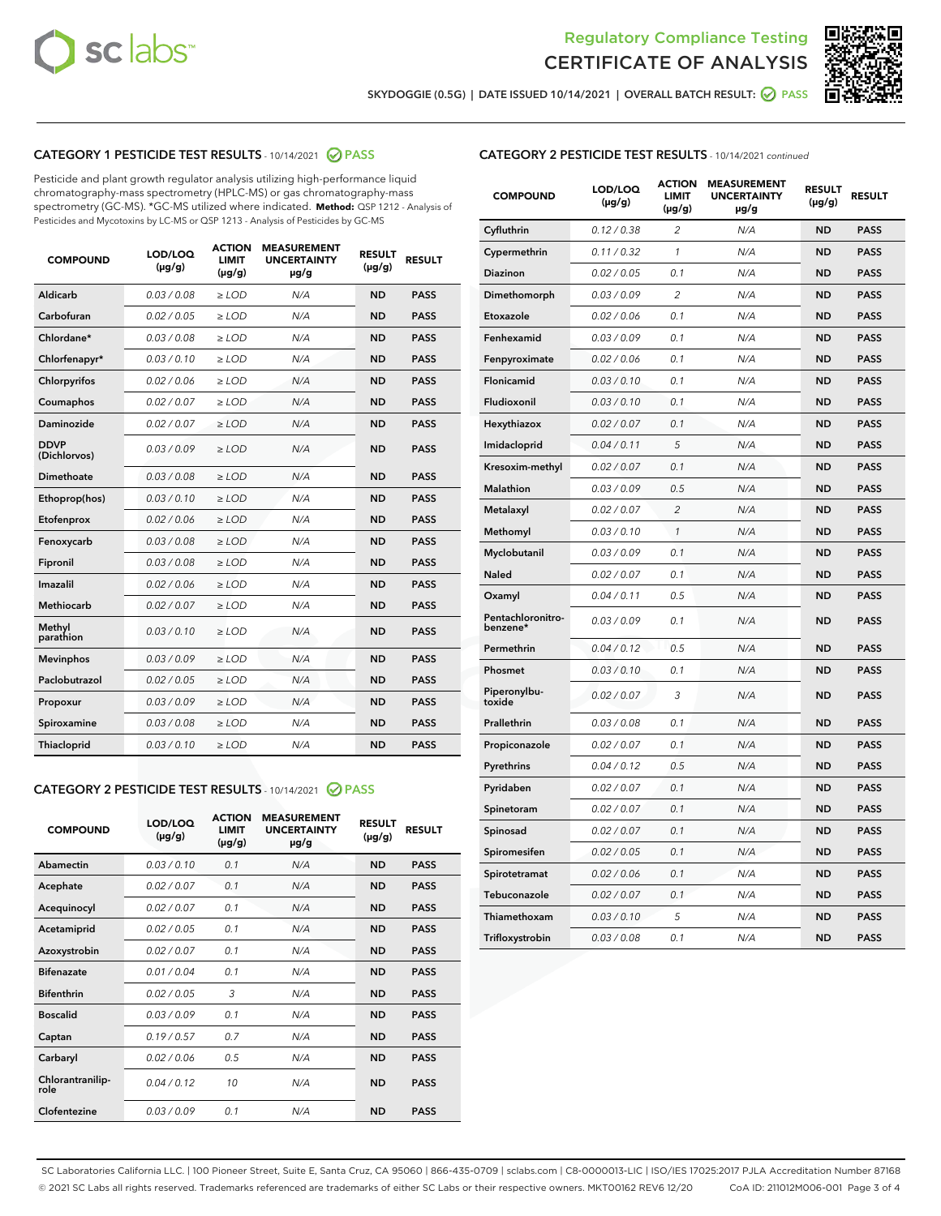Regulatory Compliance Testing
# CERTIFICATE OF ANALYSIS

SKYDOGGIE (0.5G) | DATE ISSUED 10/14/2021 | OVERALL BATCH RESULT: PASS

## CATEGORY 1 PESTICIDE TEST RESULTS - 10/14/2021 PASS

Pesticide and plant growth regulator analysis utilizing high-performance liquid chromatography-mass spectrometry (HPLC-MS) or gas chromatography-mass spectrometry (GC-MS). *GC-MS utilized where indicated. **Method:** QSP 1212 - Analysis of Pesticides and Mycotoxins by LC-MS or QSP 1213 - Analysis of Pesticides by GC-MS

| COMPOUND | LOD/LOQ (μg/g) | ACTION LIMIT (μg/g) | MEASUREMENT UNCERTAINTY μg/g | RESULT (μg/g) | RESULT |
|---|---|---|---|---|---|
| Aldicarb | 0.03 / 0.08 | ≥ LOD | N/A | ND | PASS |
| Carbofuran | 0.02 / 0.05 | ≥ LOD | N/A | ND | PASS |
| Chlordane* | 0.03 / 0.08 | ≥ LOD | N/A | ND | PASS |
| Chlorfenapyr* | 0.03 / 0.10 | ≥ LOD | N/A | ND | PASS |
| Chlorpyrifos | 0.02 / 0.06 | ≥ LOD | N/A | ND | PASS |
| Coumaphos | 0.02 / 0.07 | ≥ LOD | N/A | ND | PASS |
| Daminozide | 0.02 / 0.07 | ≥ LOD | N/A | ND | PASS |
| DDVP (Dichlorvos) | 0.03 / 0.09 | ≥ LOD | N/A | ND | PASS |
| Dimethoate | 0.03 / 0.08 | ≥ LOD | N/A | ND | PASS |
| Ethoprop(hos) | 0.03 / 0.10 | ≥ LOD | N/A | ND | PASS |
| Etofenprox | 0.02 / 0.06 | ≥ LOD | N/A | ND | PASS |
| Fenoxycarb | 0.03 / 0.08 | ≥ LOD | N/A | ND | PASS |
| Fipronil | 0.03 / 0.08 | ≥ LOD | N/A | ND | PASS |
| Imazalil | 0.02 / 0.06 | ≥ LOD | N/A | ND | PASS |
| Methiocarb | 0.02 / 0.07 | ≥ LOD | N/A | ND | PASS |
| Methyl parathion | 0.03 / 0.10 | ≥ LOD | N/A | ND | PASS |
| Mevinphos | 0.03 / 0.09 | ≥ LOD | N/A | ND | PASS |
| Paclobutrazol | 0.02 / 0.05 | ≥ LOD | N/A | ND | PASS |
| Propoxur | 0.03 / 0.09 | ≥ LOD | N/A | ND | PASS |
| Spiroxamine | 0.03 / 0.08 | ≥ LOD | N/A | ND | PASS |
| Thiacloprid | 0.03 / 0.10 | ≥ LOD | N/A | ND | PASS |

## CATEGORY 2 PESTICIDE TEST RESULTS - 10/14/2021 PASS

| COMPOUND | LOD/LOQ (μg/g) | ACTION LIMIT (μg/g) | MEASUREMENT UNCERTAINTY μg/g | RESULT (μg/g) | RESULT |
|---|---|---|---|---|---|
| Abamectin | 0.03 / 0.10 | 0.1 | N/A | ND | PASS |
| Acephate | 0.02 / 0.07 | 0.1 | N/A | ND | PASS |
| Acequinocyl | 0.02 / 0.07 | 0.1 | N/A | ND | PASS |
| Acetamiprid | 0.02 / 0.05 | 0.1 | N/A | ND | PASS |
| Azoxystrobin | 0.02 / 0.07 | 0.1 | N/A | ND | PASS |
| Bifenazate | 0.01 / 0.04 | 0.1 | N/A | ND | PASS |
| Bifenthrin | 0.02 / 0.05 | 3 | N/A | ND | PASS |
| Boscalid | 0.03 / 0.09 | 0.1 | N/A | ND | PASS |
| Captan | 0.19 / 0.57 | 0.7 | N/A | ND | PASS |
| Carbaryl | 0.02 / 0.06 | 0.5 | N/A | ND | PASS |
| Chlorantraniliprole | 0.04 / 0.12 | 10 | N/A | ND | PASS |
| Clofentezine | 0.03 / 0.09 | 0.1 | N/A | ND | PASS |
| Cyfluthrin | 0.12 / 0.38 | 2 | N/A | ND | PASS |
| Cypermethrin | 0.11 / 0.32 | 1 | N/A | ND | PASS |
| Diazinon | 0.02 / 0.05 | 0.1 | N/A | ND | PASS |
| Dimethomorph | 0.03 / 0.09 | 2 | N/A | ND | PASS |
| Etoxazole | 0.02 / 0.06 | 0.1 | N/A | ND | PASS |
| Fenhexamid | 0.03 / 0.09 | 0.1 | N/A | ND | PASS |
| Fenpyroximate | 0.02 / 0.06 | 0.1 | N/A | ND | PASS |
| Flonicamid | 0.03 / 0.10 | 0.1 | N/A | ND | PASS |
| Fludioxonil | 0.03 / 0.10 | 0.1 | N/A | ND | PASS |
| Hexythiazox | 0.02 / 0.07 | 0.1 | N/A | ND | PASS |
| Imidacloprid | 0.04 / 0.11 | 5 | N/A | ND | PASS |
| Kresoxim-methyl | 0.02 / 0.07 | 0.1 | N/A | ND | PASS |
| Malathion | 0.03 / 0.09 | 0.5 | N/A | ND | PASS |
| Metalaxyl | 0.02 / 0.07 | 2 | N/A | ND | PASS |
| Methomyl | 0.03 / 0.10 | 1 | N/A | ND | PASS |
| Myclobutanil | 0.03 / 0.09 | 0.1 | N/A | ND | PASS |
| Naled | 0.02 / 0.07 | 0.1 | N/A | ND | PASS |
| Oxamyl | 0.04 / 0.11 | 0.5 | N/A | ND | PASS |
| Pentachloronitrobenzene* | 0.03 / 0.09 | 0.1 | N/A | ND | PASS |
| Permethrin | 0.04 / 0.12 | 0.5 | N/A | ND | PASS |
| Phosmet | 0.03 / 0.10 | 0.1 | N/A | ND | PASS |
| Piperonylbutoxide | 0.02 / 0.07 | 3 | N/A | ND | PASS |
| Prallethrin | 0.03 / 0.08 | 0.1 | N/A | ND | PASS |
| Propiconazole | 0.02 / 0.07 | 0.1 | N/A | ND | PASS |
| Pyrethrins | 0.04 / 0.12 | 0.5 | N/A | ND | PASS |
| Pyridaben | 0.02 / 0.07 | 0.1 | N/A | ND | PASS |
| Spinetoram | 0.02 / 0.07 | 0.1 | N/A | ND | PASS |
| Spinosad | 0.02 / 0.07 | 0.1 | N/A | ND | PASS |
| Spiromesifen | 0.02 / 0.05 | 0.1 | N/A | ND | PASS |
| Spirotetramat | 0.02 / 0.06 | 0.1 | N/A | ND | PASS |
| Tebuconazole | 0.02 / 0.07 | 0.1 | N/A | ND | PASS |
| Thiamethoxam | 0.03 / 0.10 | 5 | N/A | ND | PASS |
| Trifloxystrobin | 0.03 / 0.08 | 0.1 | N/A | ND | PASS |

SC Laboratories California LLC. | 100 Pioneer Street, Suite E, Santa Cruz, CA 95060 | 866-435-0709 | sclabs.com | C8-0000013-LIC | ISO/IES 17025:2017 PJLA Accreditation Number 87168
© 2021 SC Labs all rights reserved. Trademarks referenced are trademarks of either SC Labs or their respective owners. MKT00162 REV6 12/20 CoA ID: 211012M006-001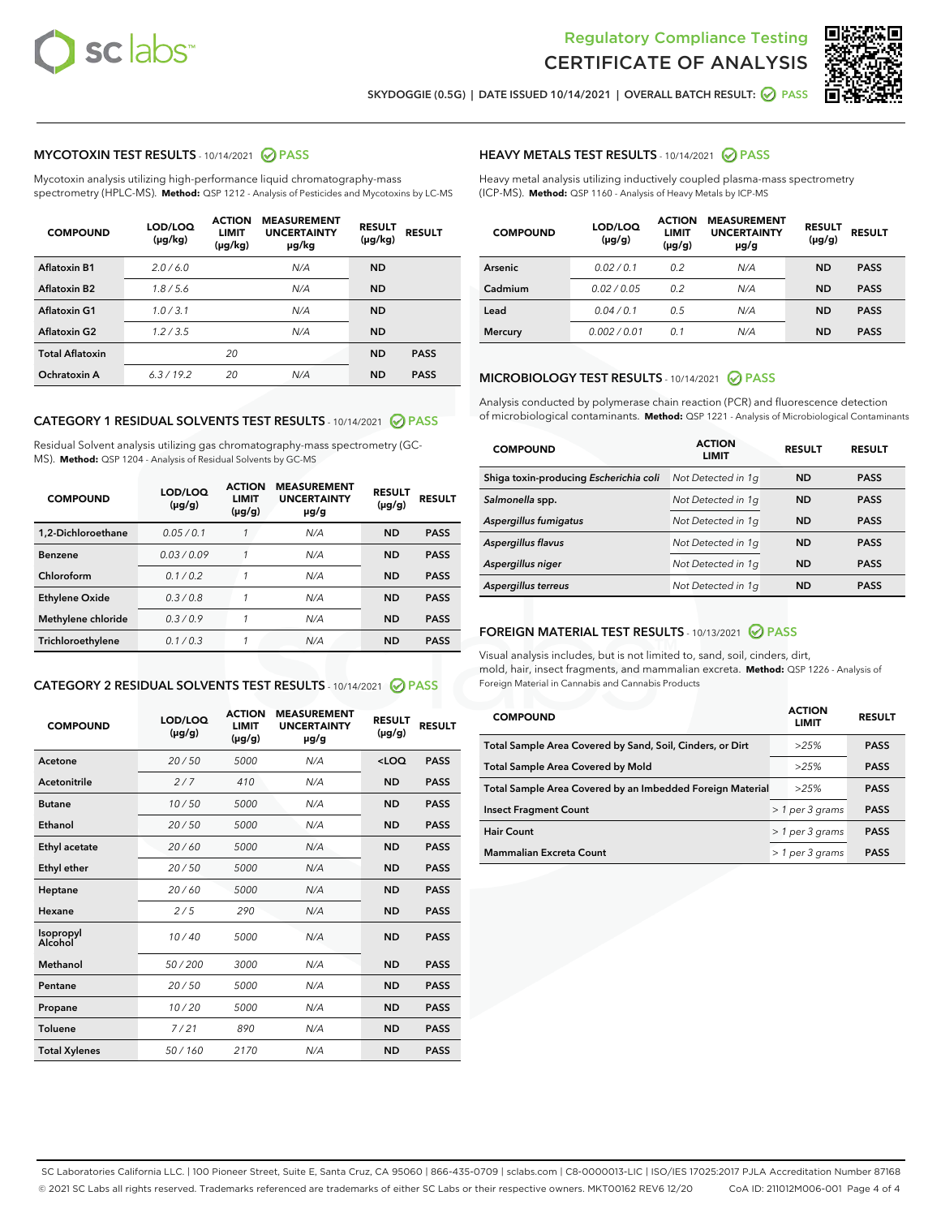Regulatory Compliance Testing

# CERTIFICATE OF ANALYSIS

SKYDOGGIE (0.5G) | DATE ISSUED 10/14/2021 | OVERALL BATCH RESULT: PASS

## MYCOTOXIN TEST RESULTS - 10/14/2021 PASS

Mycotoxin analysis utilizing high-performance liquid chromatography-mass spectrometry (HPLC-MS). **Method:** QSP 1212 - Analysis of Pesticides and Mycotoxins by LC-MS

| COMPOUND | LOD/LOQ (µg/kg) | ACTION LIMIT (µg/kg) | MEASUREMENT UNCERTAINTY µg/kg | RESULT (µg/kg) | RESULT |
|---|---|---|---|---|---|
| Aflatoxin B1 | 2.0 / 6.0 | | N/A | ND | |
| Aflatoxin B2 | 1.8 / 5.6 | | N/A | ND | |
| Aflatoxin G1 | 1.0 / 3.1 | | N/A | ND | |
| Aflatoxin G2 | 1.2 / 3.5 | | N/A | ND | |
| Total Aflatoxin | | 20 | | ND | PASS |
| Ochratoxin A | 6.3 / 19.2 | 20 | N/A | ND | PASS |

## CATEGORY 1 RESIDUAL SOLVENTS TEST RESULTS - 10/14/2021 PASS

Residual Solvent analysis utilizing gas chromatography-mass spectrometry (GC-MS). **Method:** QSP 1204 - Analysis of Residual Solvents by GC-MS

| COMPOUND | LOD/LOQ (µg/g) | ACTION LIMIT (µg/g) | MEASUREMENT UNCERTAINTY µg/g | RESULT (µg/g) | RESULT |
|---|---|---|---|---|---|
| 1,2-Dichloroethane | 0.05 / 0.1 | 1 | N/A | ND | PASS |
| Benzene | 0.03 / 0.09 | 1 | N/A | ND | PASS |
| Chloroform | 0.1 / 0.2 | 1 | N/A | ND | PASS |
| Ethylene Oxide | 0.3 / 0.8 | 1 | N/A | ND | PASS |
| Methylene chloride | 0.3 / 0.9 | 1 | N/A | ND | PASS |
| Trichloroethylene | 0.1 / 0.3 | 1 | N/A | ND | PASS |

## CATEGORY 2 RESIDUAL SOLVENTS TEST RESULTS - 10/14/2021 PASS

| COMPOUND | LOD/LOQ (µg/g) | ACTION LIMIT (µg/g) | MEASUREMENT UNCERTAINTY µg/g | RESULT (µg/g) | RESULT |
|---|---|---|---|---|---|
| Acetone | 20 / 50 | 5000 | N/A | <LOQ | PASS |
| Acetonitrile | 2 / 7 | 410 | N/A | ND | PASS |
| Butane | 10 / 50 | 5000 | N/A | ND | PASS |
| Ethanol | 20 / 50 | 5000 | N/A | ND | PASS |
| Ethyl acetate | 20 / 60 | 5000 | N/A | ND | PASS |
| Ethyl ether | 20 / 50 | 5000 | N/A | ND | PASS |
| Heptane | 20 / 60 | 5000 | N/A | ND | PASS |
| Hexane | 2 / 5 | 290 | N/A | ND | PASS |
| Isopropyl Alcohol | 10 / 40 | 5000 | N/A | ND | PASS |
| Methanol | 50 / 200 | 3000 | N/A | ND | PASS |
| Pentane | 20 / 50 | 5000 | N/A | ND | PASS |
| Propane | 10 / 20 | 5000 | N/A | ND | PASS |
| Toluene | 7 / 21 | 890 | N/A | ND | PASS |
| Total Xylenes | 50 / 160 | 2170 | N/A | ND | PASS |

## HEAVY METALS TEST RESULTS - 10/14/2021 PASS

Heavy metal analysis utilizing inductively coupled plasma-mass spectrometry (ICP-MS). **Method:** QSP 1160 - Analysis of Heavy Metals by ICP-MS

| COMPOUND | LOD/LOQ (µg/g) | ACTION LIMIT (µg/g) | MEASUREMENT UNCERTAINTY µg/g | RESULT (µg/g) | RESULT |
|---|---|---|---|---|---|
| Arsenic | 0.02 / 0.1 | 0.2 | N/A | ND | PASS |
| Cadmium | 0.02 / 0.05 | 0.2 | N/A | ND | PASS |
| Lead | 0.04 / 0.1 | 0.5 | N/A | ND | PASS |
| Mercury | 0.002 / 0.01 | 0.1 | N/A | ND | PASS |

## MICROBIOLOGY TEST RESULTS - 10/14/2021 PASS

Analysis conducted by polymerase chain reaction (PCR) and fluorescence detection of microbiological contaminants. **Method:** QSP 1221 - Analysis of Microbiological Contaminants

| COMPOUND | ACTION LIMIT | RESULT | RESULT |
|---|---|---|---|
| Shiga toxin-producing *Escherichia coli* | Not Detected in 1g | ND | PASS |
| *Salmonella* spp. | Not Detected in 1g | ND | PASS |
| *Aspergillus fumigatus* | Not Detected in 1g | ND | PASS |
| *Aspergillus flavus* | Not Detected in 1g | ND | PASS |
| *Aspergillus niger* | Not Detected in 1g | ND | PASS |
| *Aspergillus terreus* | Not Detected in 1g | ND | PASS |

## FOREIGN MATERIAL TEST RESULTS - 10/13/2021 PASS

Visual analysis includes, but is not limited to, sand, soil, cinders, dirt, mold, hair, insect fragments, and mammalian excreta. **Method:** QSP 1226 - Analysis of Foreign Material in Cannabis and Cannabis Products

| COMPOUND | ACTION LIMIT | RESULT |
|---|---|---|
| Total Sample Area Covered by Sand, Soil, Cinders, or Dirt | >25% | PASS |
| Total Sample Area Covered by Mold | >25% | PASS |
| Total Sample Area Covered by an Imbedded Foreign Material | >25% | PASS |
| Insect Fragment Count | > 1 per 3 grams | PASS |
| Hair Count | > 1 per 3 grams | PASS |
| Mammalian Excreta Count | > 1 per 3 grams | PASS |

SC Laboratories California LLC. | 100 Pioneer Street, Suite E, Santa Cruz, CA 95060 | 866-435-0709 | sclabs.com | C8-0000013-LIC | ISO/IES 17025:2017 PJLA Accreditation Number 87168
© 2021 SC Labs all rights reserved. Trademarks referenced are trademarks of either SC Labs or their respective owners. MKT00162 REV6 12/20 CoA ID: 211012M006-001